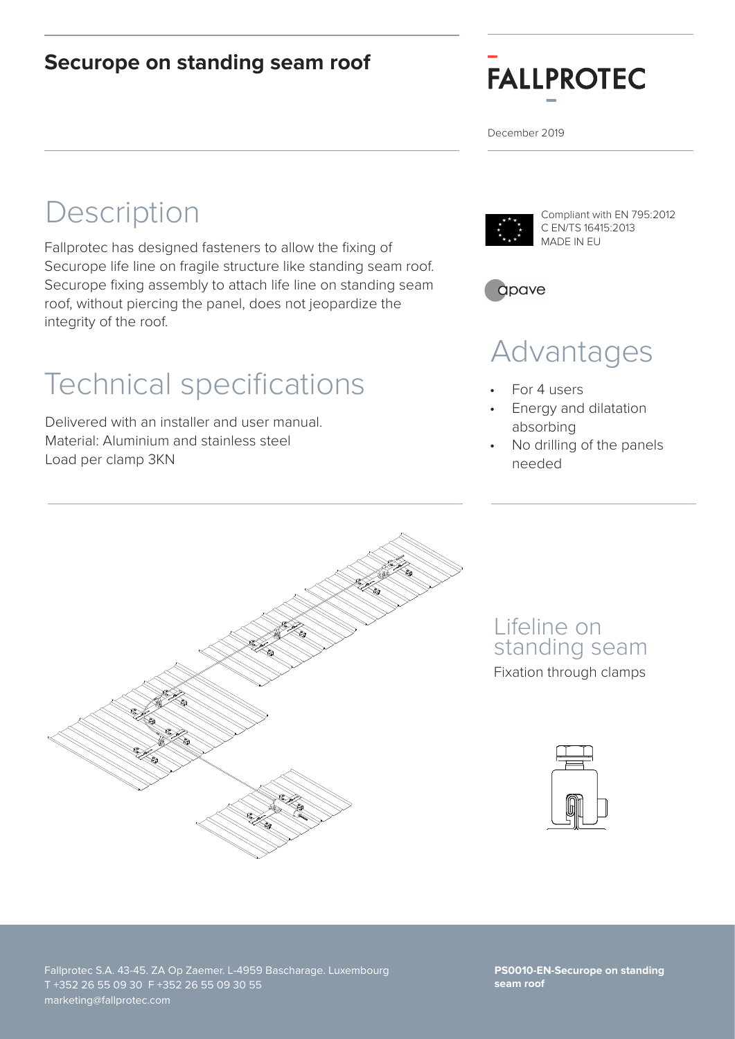# Securope on standing seam roof

FALLPROTEC

December 2019

## Description

Fallprotec has designed fasteners to allow the fixing of Securope life line on fragile structure like standing seam roof. Securope fixing assembly to attach life line on standing seam roof, without piercing the panel, does not jeopardize the integrity of the roof.

Compliant with EN 795:2012
C EN/TS 16415:2013
MADE IN EU

apave

## Advantages

- For 4 users
- Energy and dilatation absorbing
- No drilling of the panels needed

## Technical specifications

Delivered with an installer and user manual.
Material: Aluminium and stainless steel
Load per clamp 3KN

### Lifeline on standing seam

Fixation through clamps

Fallprotec S.A. 43-45. ZA Op Zaemer. L-4959 Bascharage. Luxembourg
T +352 26 55 09 30 F +352 26 55 09 30 55
marketing@fallprotec.com

**PS0010-EN-Securope on standing seam roof**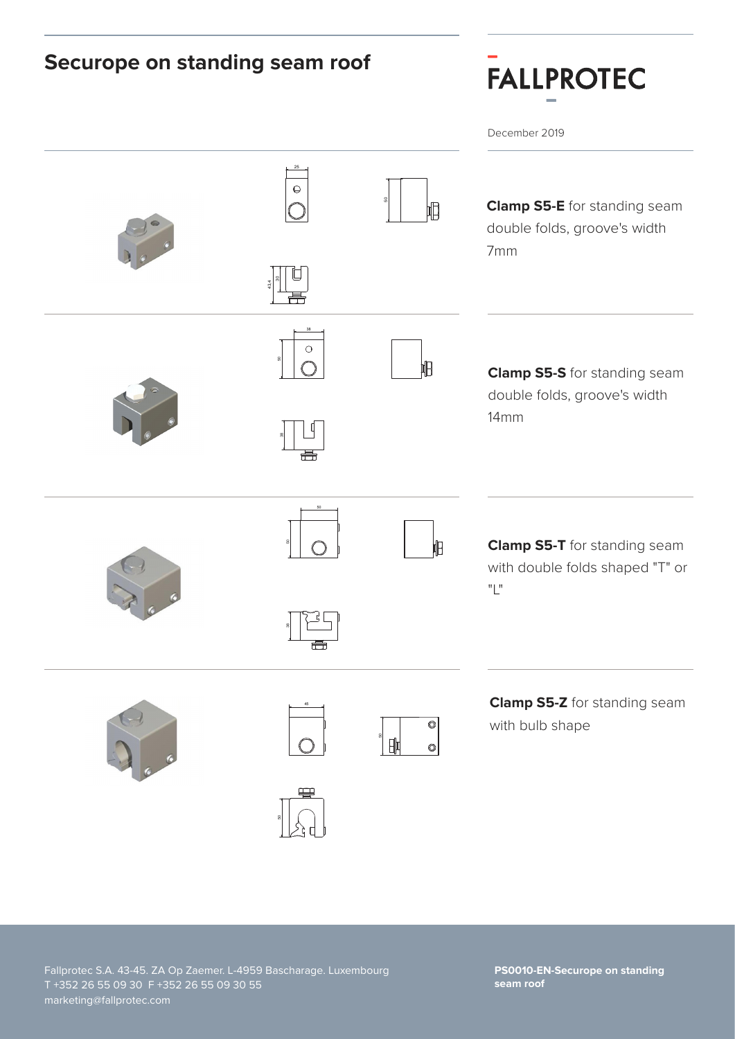# Securope on standing seam roof

December 2019

**Clamp S5-E** for standing seam double folds, groove's width 7mm

**Clamp S5-S** for standing seam double folds, groove's width 14mm

**Clamp S5-T** for standing seam with double folds shaped "T" or "L"

**Clamp S5-Z** for standing seam with bulb shape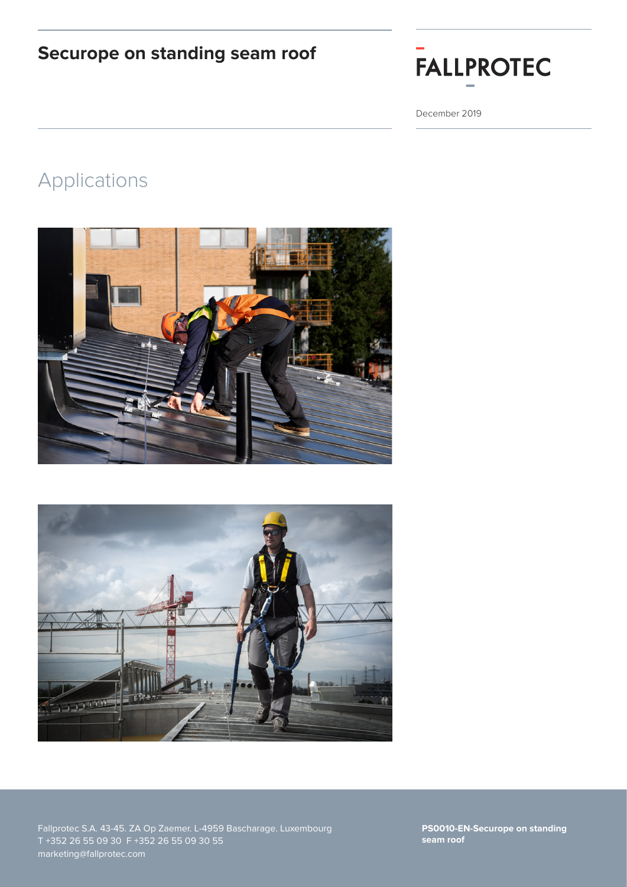# Applications